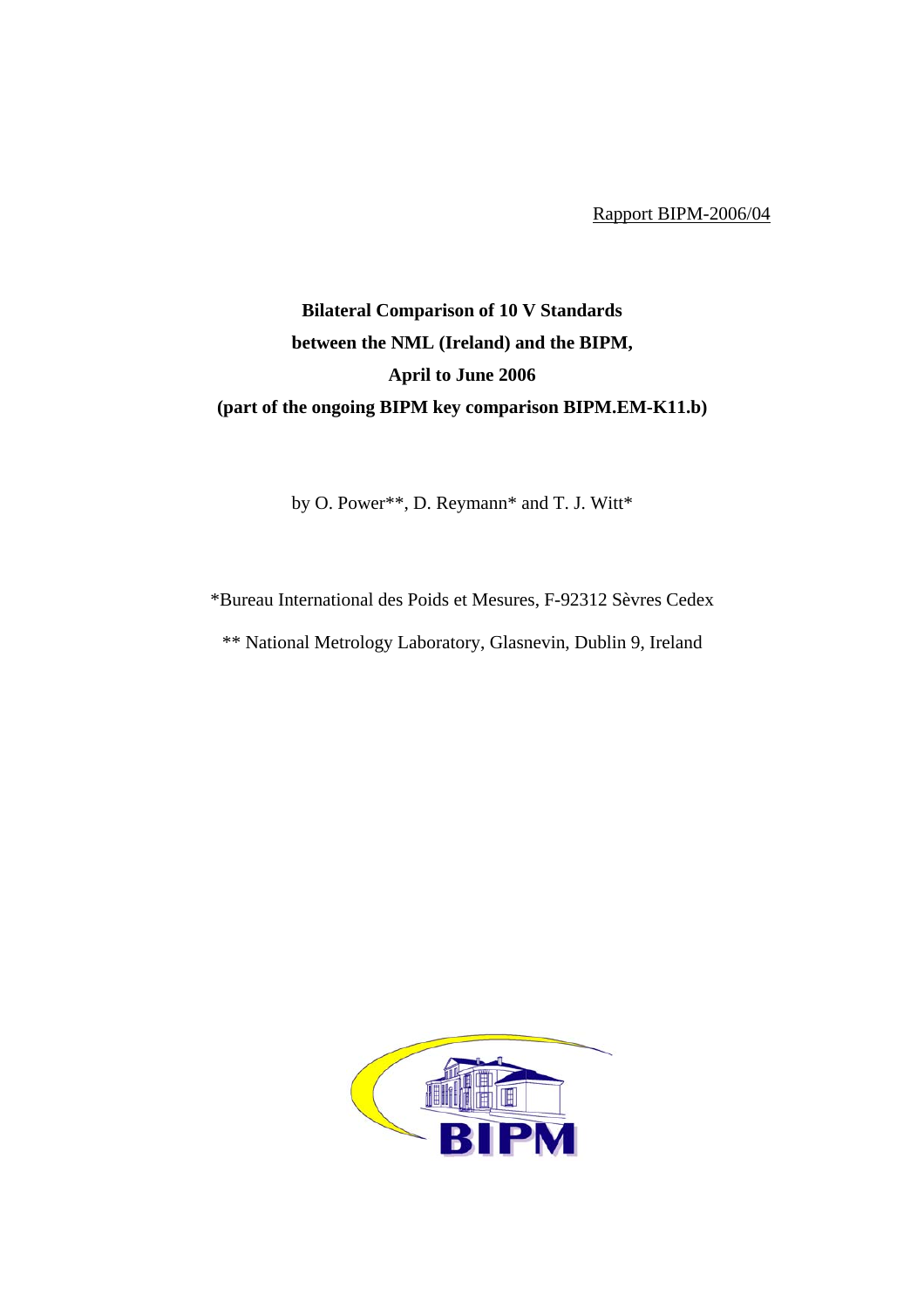Rapport BIPM-2006/04

# Bilateral Comparison of 10 V Standards between the NML (Ireland) and the BIPM, April to June 2006 (part of the ongoing BIPM key comparison BIPM.EM-K11.b)

by O. Power**, D. Reymann* and T. J. Witt*

*Bureau International des Poids et Mesures, F-92312 Sèvres Cedex

** National Metrology Laboratory, Glasnevin, Dublin 9, Ireland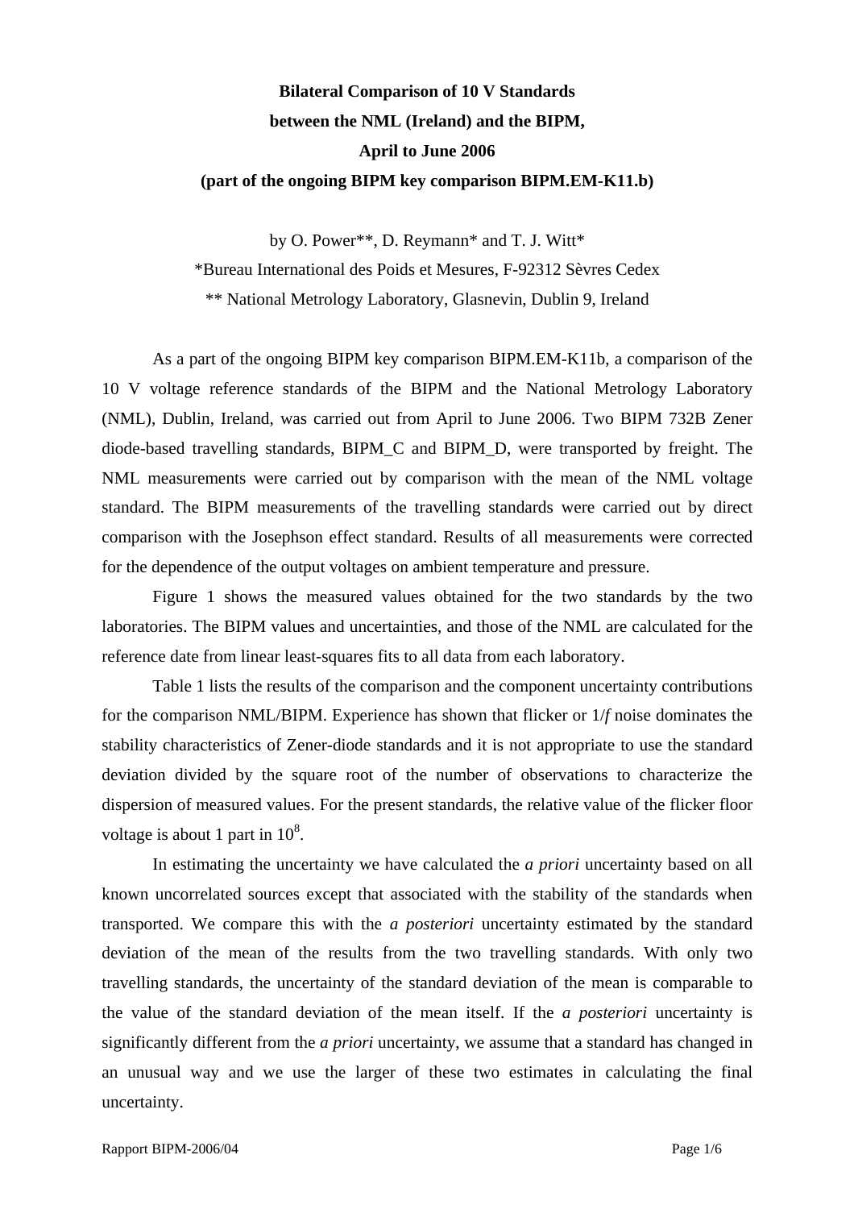**Bilateral Comparison of 10 V Standards**
**between the NML (Ireland) and the BIPM,**
**April to June 2006**
**(part of the ongoing BIPM key comparison BIPM.EM-K11.b)**

by O. Power**, D. Reymann* and T. J. Witt*

*Bureau International des Poids et Mesures, F-92312 Sèvres Cedex

** National Metrology Laboratory, Glasnevin, Dublin 9, Ireland

As a part of the ongoing BIPM key comparison BIPM.EM-K11b, a comparison of the 10 V voltage reference standards of the BIPM and the National Metrology Laboratory (NML), Dublin, Ireland, was carried out from April to June 2006. Two BIPM 732B Zener diode-based travelling standards, BIPM_C and BIPM_D, were transported by freight. The NML measurements were carried out by comparison with the mean of the NML voltage standard. The BIPM measurements of the travelling standards were carried out by direct comparison with the Josephson effect standard. Results of all measurements were corrected for the dependence of the output voltages on ambient temperature and pressure.

Figure 1 shows the measured values obtained for the two standards by the two laboratories. The BIPM values and uncertainties, and those of the NML are calculated for the reference date from linear least-squares fits to all data from each laboratory.

Table 1 lists the results of the comparison and the component uncertainty contributions for the comparison NML/BIPM. Experience has shown that flicker or 1/*f* noise dominates the stability characteristics of Zener-diode standards and it is not appropriate to use the standard deviation divided by the square root of the number of observations to characterize the dispersion of measured values. For the present standards, the relative value of the flicker floor voltage is about 1 part in $10^8$.

In estimating the uncertainty we have calculated the *a priori* uncertainty based on all known uncorrelated sources except that associated with the stability of the standards when transported. We compare this with the *a posteriori* uncertainty estimated by the standard deviation of the mean of the results from the two travelling standards. With only two travelling standards, the uncertainty of the standard deviation of the mean is comparable to the value of the standard deviation of the mean itself. If the *a posteriori* uncertainty is significantly different from the *a priori* uncertainty, we assume that a standard has changed in an unusual way and we use the larger of these two estimates in calculating the final uncertainty.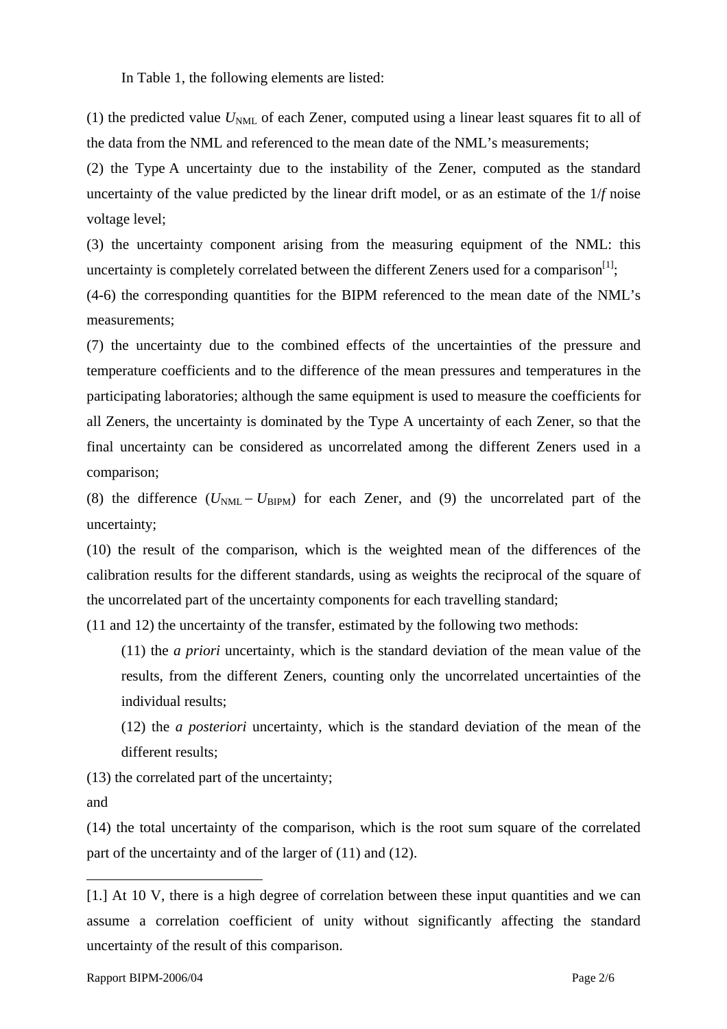In Table 1, the following elements are listed:

(1) the predicted value $U_{NML}$ of each Zener, computed using a linear least squares fit to all of the data from the NML and referenced to the mean date of the NML's measurements;

(2) the Type A uncertainty due to the instability of the Zener, computed as the standard uncertainty of the value predicted by the linear drift model, or as an estimate of the $1/f$ noise voltage level;

(3) the uncertainty component arising from the measuring equipment of the NML: this uncertainty is completely correlated between the different Zeners used for a comparison[1];

(4-6) the corresponding quantities for the BIPM referenced to the mean date of the NML's measurements;

(7) the uncertainty due to the combined effects of the uncertainties of the pressure and temperature coefficients and to the difference of the mean pressures and temperatures in the participating laboratories; although the same equipment is used to measure the coefficients for all Zeners, the uncertainty is dominated by the Type A uncertainty of each Zener, so that the final uncertainty can be considered as uncorrelated among the different Zeners used in a comparison;

(8) the difference ($U_{NML} - U_{BIPM}$) for each Zener, and (9) the uncorrelated part of the uncertainty;

(10) the result of the comparison, which is the weighted mean of the differences of the calibration results for the different standards, using as weights the reciprocal of the square of the uncorrelated part of the uncertainty components for each travelling standard;

(11 and 12) the uncertainty of the transfer, estimated by the following two methods:

> (11) the *a priori* uncertainty, which is the standard deviation of the mean value of the results, from the different Zeners, counting only the uncorrelated uncertainties of the individual results;
>
> (12) the *a posteriori* uncertainty, which is the standard deviation of the mean of the different results;

(13) the correlated part of the uncertainty;

and

(14) the total uncertainty of the comparison, which is the root sum square of the correlated part of the uncertainty and of the larger of (11) and (12).

---

[1.] At 10 V, there is a high degree of correlation between these input quantities and we can assume a correlation coefficient of unity without significantly affecting the standard uncertainty of the result of this comparison.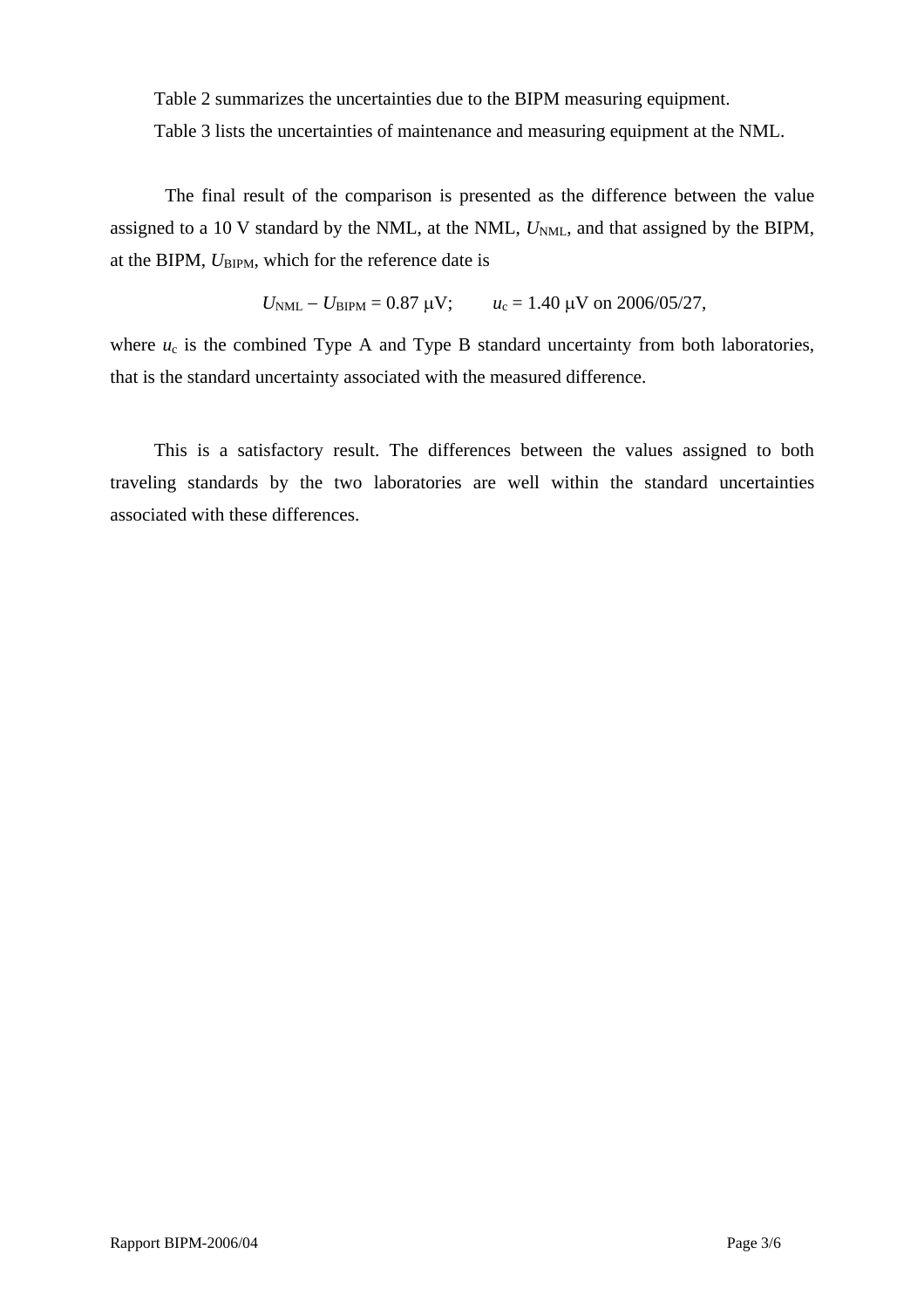Table 2 summarizes the uncertainties due to the BIPM measuring equipment.

Table 3 lists the uncertainties of maintenance and measuring equipment at the NML.

The final result of the comparison is presented as the difference between the value assigned to a 10 V standard by the NML, at the NML, $U_{\mathrm{NML}}$, and that assigned by the BIPM, at the BIPM, $U_{\mathrm{BIPM}}$, which for the reference date is

$$U_{\mathrm{NML}} - U_{\mathrm{BIPM}} = 0.87\ \mu\mathrm{V}; \qquad u_{\mathrm{c}} = 1.40\ \mu\mathrm{V} \text{ on } 2006/05/27,$$

where $u_{\mathrm{c}}$ is the combined Type A and Type B standard uncertainty from both laboratories, that is the standard uncertainty associated with the measured difference.

This is a satisfactory result. The differences between the values assigned to both traveling standards by the two laboratories are well within the standard uncertainties associated with these differences.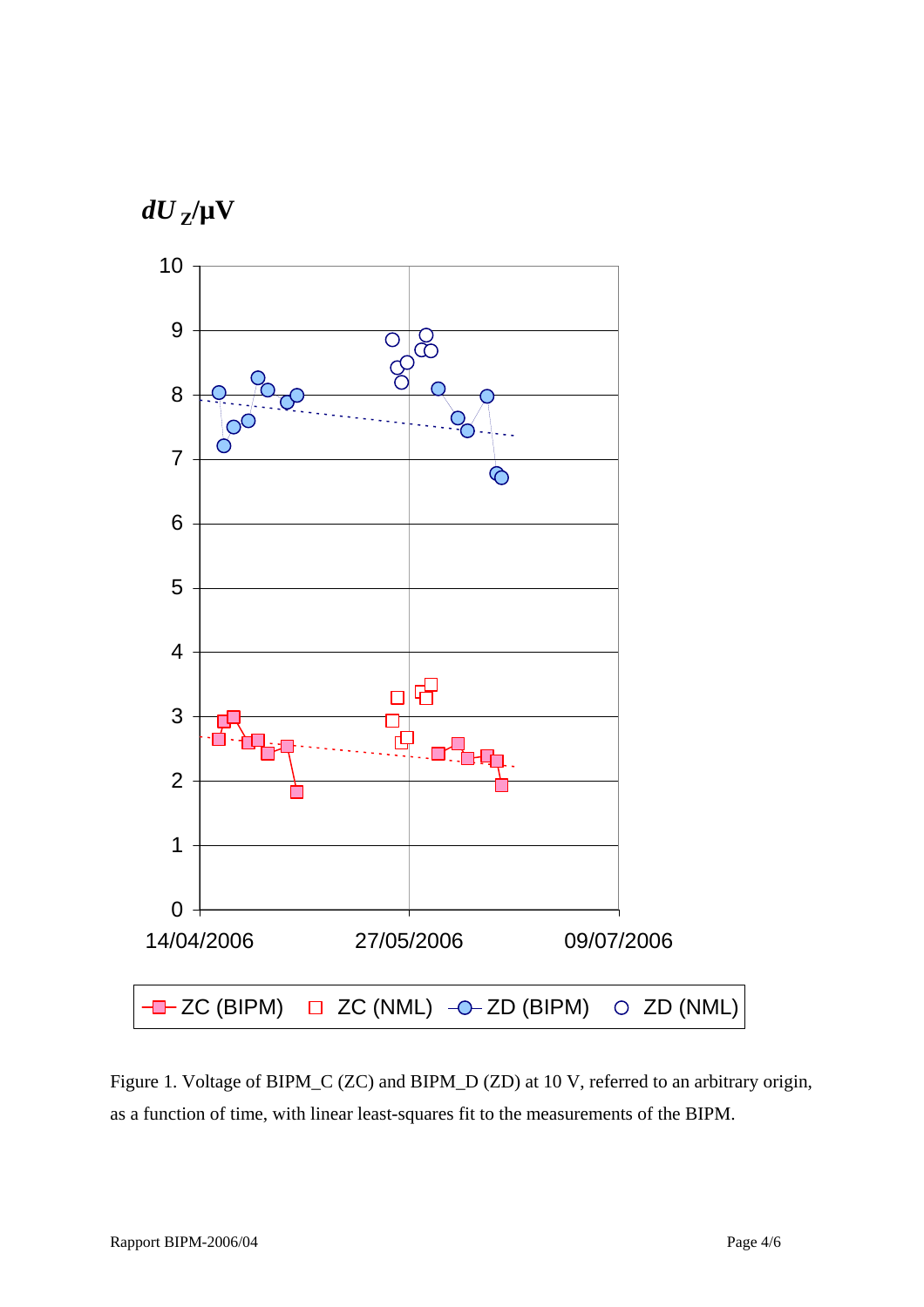$dU_Z$/μV

Figure 1. Voltage of BIPM_C (ZC) and BIPM_D (ZD) at 10 V, referred to an arbitrary origin, as a function of time, with linear least-squares fit to the measurements of the BIPM.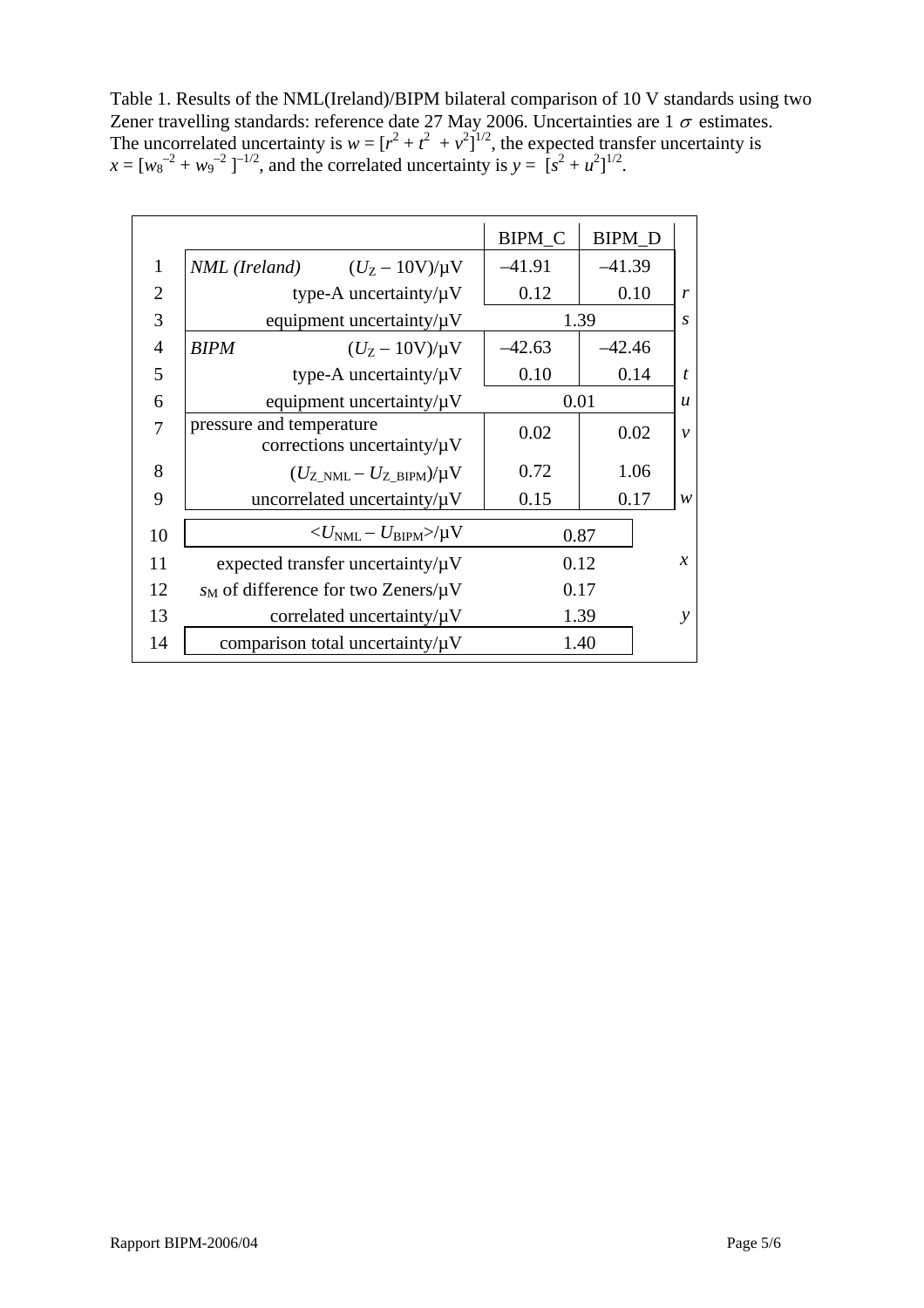Table 1. Results of the NML(Ireland)/BIPM bilateral comparison of 10 V standards using two Zener travelling standards: reference date 27 May 2006. Uncertainties are 1 $\sigma$ estimates. The uncorrelated uncertainty is $w = [r^2 + t^2 + v^2]^{1/2}$, the expected transfer uncertainty is $x = [w_8^{-2} + w_9^{-2}]^{-1/2}$, and the correlated uncertainty is $y = [s^2 + u^2]^{1/2}$.

| | | BIPM_C | BIPM_D | |
|---|---|---|---|---|
| 1 | *NML (Ireland)* $(U_Z - 10\text{V})/\mu\text{V}$ | –41.91 | –41.39 | |
| 2 | type-A uncertainty/μV | 0.12 | 0.10 | *r* |
| 3 | equipment uncertainty/μV | 1.39 | | *s* |
| 4 | *BIPM* $(U_Z - 10\text{V})/\mu\text{V}$ | –42.63 | –42.46 | |
| 5 | type-A uncertainty/μV | 0.10 | 0.14 | *t* |
| 6 | equipment uncertainty/μV | 0.01 | | *u* |
| 7 | pressure and temperature corrections uncertainty/μV | 0.02 | 0.02 | *v* |
| 8 | $(U_{Z\_NML} - U_{Z\_BIPM})/\mu\text{V}$ | 0.72 | 1.06 | |
| 9 | uncorrelated uncertainty/μV | 0.15 | 0.17 | *w* |
| 10 | $<U_{NML} - U_{BIPM}>/\mu\text{V}$ | 0.87 | | |
| 11 | expected transfer uncertainty/μV | 0.12 | | *x* |
| 12 | $s_M$ of difference for two Zeners/μV | 0.17 | | |
| 13 | correlated uncertainty/μV | 1.39 | | *y* |
| 14 | comparison total uncertainty/μV | 1.40 | | |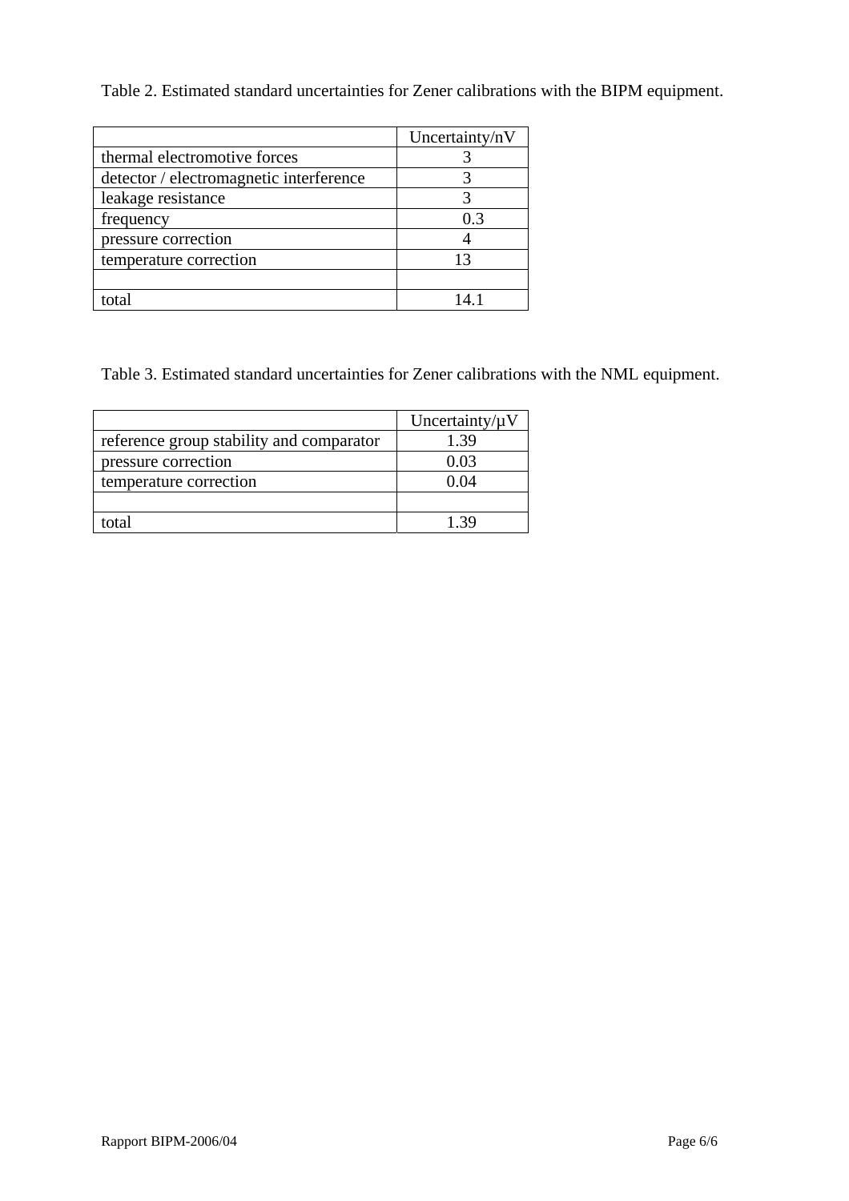Table 2. Estimated standard uncertainties for Zener calibrations with the BIPM equipment.

| | Uncertainty/nV |
|---|---|
| thermal electromotive forces | 3 |
| detector / electromagnetic interference | 3 |
| leakage resistance | 3 |
| frequency | 0.3 |
| pressure correction | 4 |
| temperature correction | 13 |
| | |
| total | 14.1 |

Table 3. Estimated standard uncertainties for Zener calibrations with the NML equipment.

| | Uncertainty/μV |
|---|---|
| reference group stability and comparator | 1.39 |
| pressure correction | 0.03 |
| temperature correction | 0.04 |
| | |
| total | 1.39 |